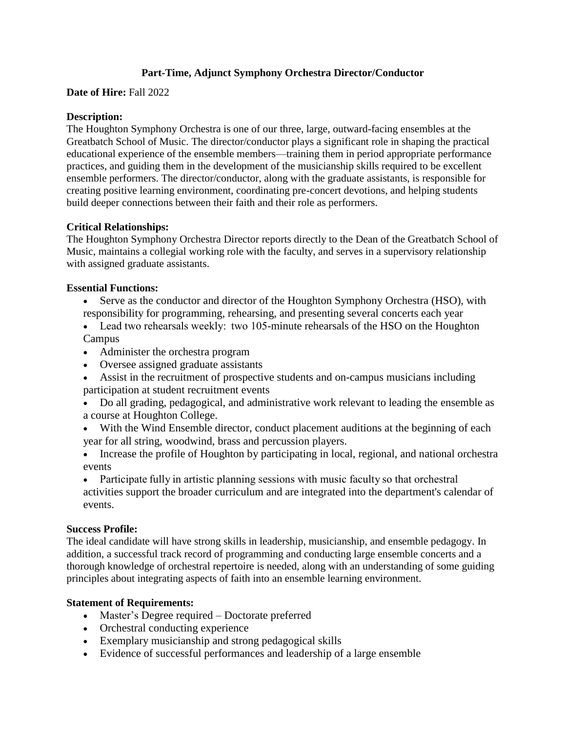# Part-Time, Adjunct Symphony Orchestra Director/Conductor

**Date of Hire:** Fall 2022

**Description:**
The Houghton Symphony Orchestra is one of our three, large, outward-facing ensembles at the Greatbatch School of Music. The director/conductor plays a significant role in shaping the practical educational experience of the ensemble members—training them in period appropriate performance practices, and guiding them in the development of the musicianship skills required to be excellent ensemble performers. The director/conductor, along with the graduate assistants, is responsible for creating positive learning environment, coordinating pre-concert devotions, and helping students build deeper connections between their faith and their role as performers.

**Critical Relationships:**
The Houghton Symphony Orchestra Director reports directly to the Dean of the Greatbatch School of Music, maintains a collegial working role with the faculty, and serves in a supervisory relationship with assigned graduate assistants.

**Essential Functions:**

- Serve as the conductor and director of the Houghton Symphony Orchestra (HSO), with responsibility for programming, rehearsing, and presenting several concerts each year
- Lead two rehearsals weekly: two 105-minute rehearsals of the HSO on the Houghton Campus
- Administer the orchestra program
- Oversee assigned graduate assistants
- Assist in the recruitment of prospective students and on-campus musicians including participation at student recruitment events
- Do all grading, pedagogical, and administrative work relevant to leading the ensemble as a course at Houghton College.
- With the Wind Ensemble director, conduct placement auditions at the beginning of each year for all string, woodwind, brass and percussion players.
- Increase the profile of Houghton by participating in local, regional, and national orchestra events
- Participate fully in artistic planning sessions with music faculty so that orchestral activities support the broader curriculum and are integrated into the department's calendar of events.

**Success Profile:**
The ideal candidate will have strong skills in leadership, musicianship, and ensemble pedagogy. In addition, a successful track record of programming and conducting large ensemble concerts and a thorough knowledge of orchestral repertoire is needed, along with an understanding of some guiding principles about integrating aspects of faith into an ensemble learning environment.

**Statement of Requirements:**

- Master's Degree required – Doctorate preferred
- Orchestral conducting experience
- Exemplary musicianship and strong pedagogical skills
- Evidence of successful performances and leadership of a large ensemble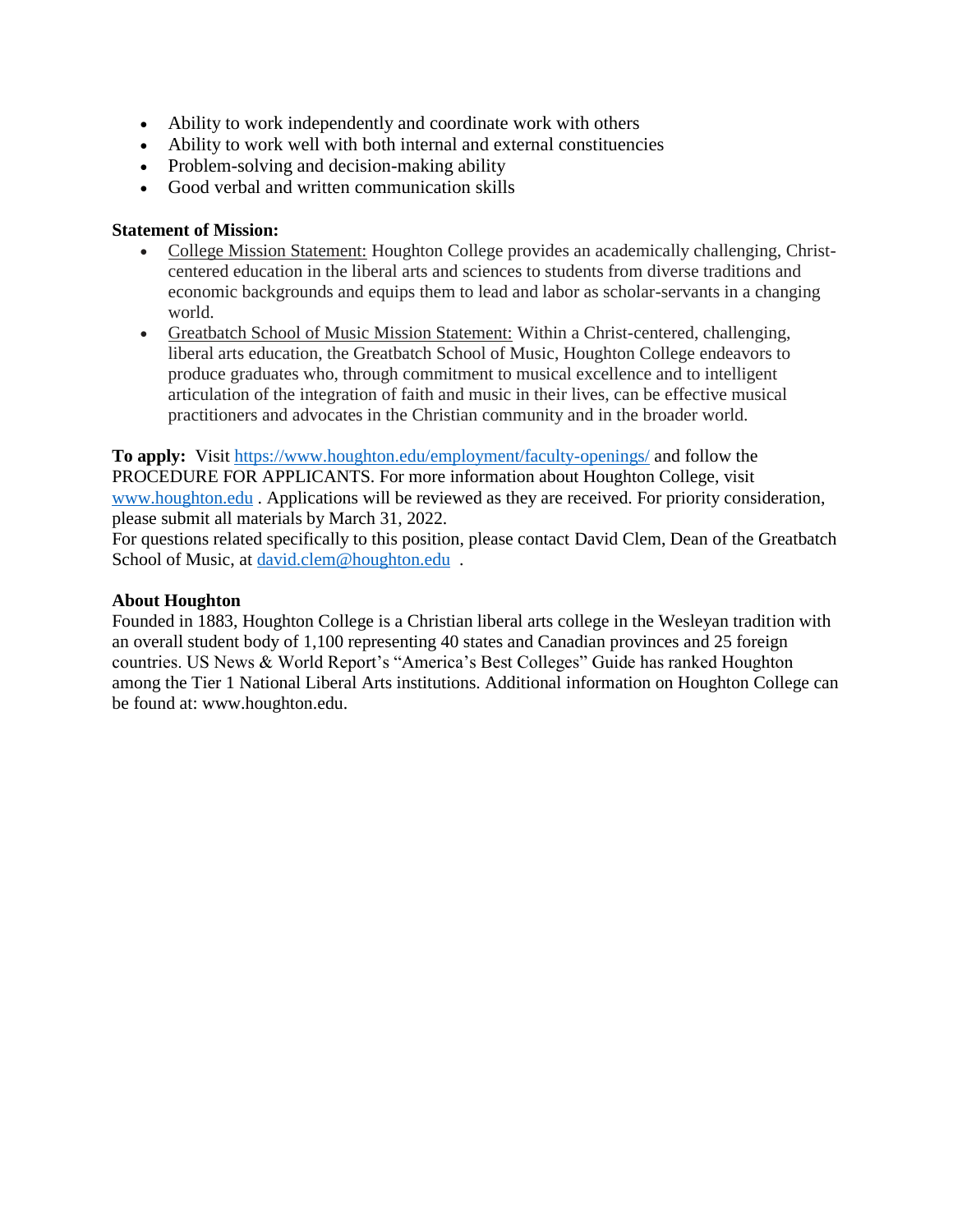- Ability to work independently and coordinate work with others
- Ability to work well with both internal and external constituencies
- Problem-solving and decision-making ability
- Good verbal and written communication skills

**Statement of Mission:**

- College Mission Statement: Houghton College provides an academically challenging, Christ-centered education in the liberal arts and sciences to students from diverse traditions and economic backgrounds and equips them to lead and labor as scholar-servants in a changing world.
- Greatbatch School of Music Mission Statement: Within a Christ-centered, challenging, liberal arts education, the Greatbatch School of Music, Houghton College endeavors to produce graduates who, through commitment to musical excellence and to intelligent articulation of the integration of faith and music in their lives, can be effective musical practitioners and advocates in the Christian community and in the broader world.

**To apply:** Visit https://www.houghton.edu/employment/faculty-openings/ and follow the PROCEDURE FOR APPLICANTS. For more information about Houghton College, visit www.houghton.edu . Applications will be reviewed as they are received. For priority consideration, please submit all materials by March 31, 2022.
For questions related specifically to this position, please contact David Clem, Dean of the Greatbatch School of Music, at david.clem@houghton.edu .

**About Houghton**

Founded in 1883, Houghton College is a Christian liberal arts college in the Wesleyan tradition with an overall student body of 1,100 representing 40 states and Canadian provinces and 25 foreign countries. US News & World Report's "America's Best Colleges" Guide has ranked Houghton among the Tier 1 National Liberal Arts institutions. Additional information on Houghton College can be found at: www.houghton.edu.